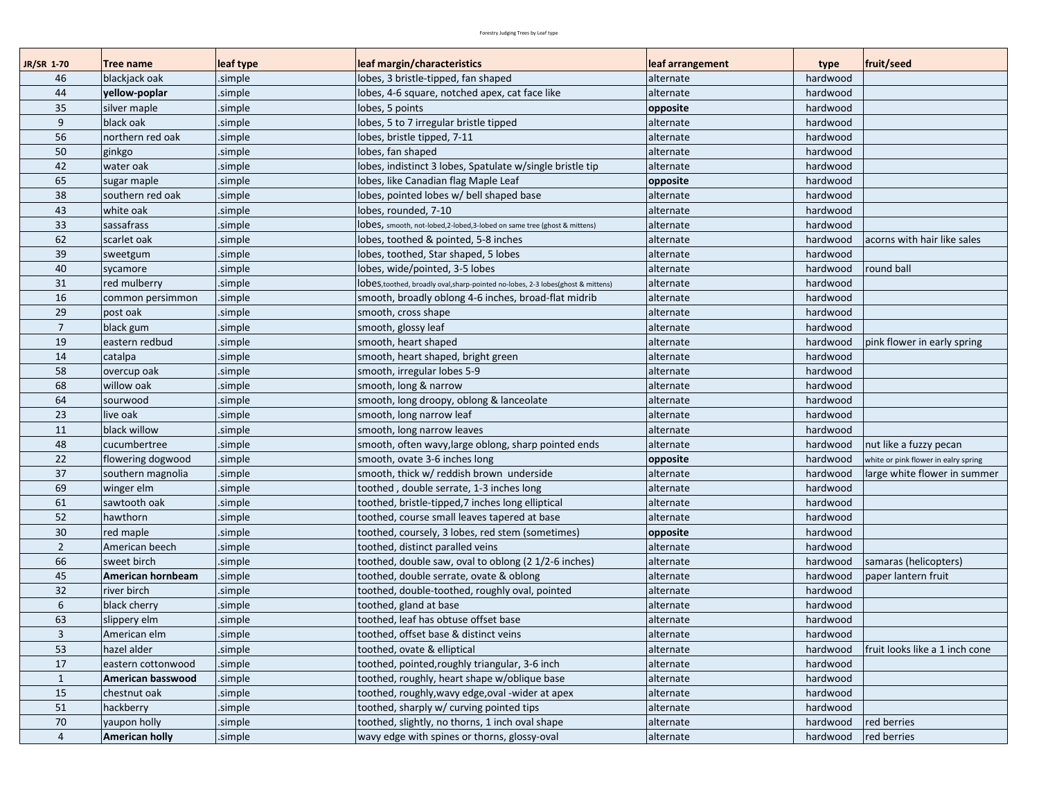Forestry Judging Trees by Leaf type

| JR/SR 1-70 | Tree name | leaf type | leaf margin/characteristics | leaf arrangement | type | fruit/seed |
|---|---|---|---|---|---|---|
| 46 | blackjack oak | .simple | lobes, 3 bristle-tipped, fan shaped | alternate | hardwood | |
| 44 | **yellow-poplar** | .simple | lobes, 4-6 square, notched apex, cat face like | alternate | hardwood | |
| 35 | silver maple | .simple | lobes, 5 points | **opposite** | hardwood | |
| 9 | black oak | .simple | lobes, 5 to 7 irregular bristle tipped | alternate | hardwood | |
| 56 | northern red oak | .simple | lobes, bristle tipped, 7-11 | alternate | hardwood | |
| 50 | ginkgo | .simple | lobes, fan shaped | alternate | hardwood | |
| 42 | water oak | .simple | lobes, indistinct 3 lobes, Spatulate w/single bristle tip | alternate | hardwood | |
| 65 | sugar maple | .simple | lobes, like Canadian flag Maple Leaf | **opposite** | hardwood | |
| 38 | southern red oak | .simple | lobes, pointed lobes w/ bell shaped base | alternate | hardwood | |
| 43 | white oak | .simple | lobes, rounded, 7-10 | alternate | hardwood | |
| 33 | sassafrass | .simple | lobes, smooth, not-lobed,2-lobed,3-lobed on same tree (ghost & mittens) | alternate | hardwood | |
| 62 | scarlet oak | .simple | lobes, toothed & pointed, 5-8 inches | alternate | hardwood | acorns with hair like sales |
| 39 | sweetgum | .simple | lobes, toothed, Star shaped, 5 lobes | alternate | hardwood | |
| 40 | sycamore | .simple | lobes, wide/pointed, 3-5 lobes | alternate | hardwood | round ball |
| 31 | red mulberry | .simple | lobes,toothed, broadly oval,sharp-pointed no-lobes, 2-3 lobes(ghost & mittens) | alternate | hardwood | |
| 16 | common persimmon | .simple | smooth, broadly oblong 4-6 inches, broad-flat midrib | alternate | hardwood | |
| 29 | post oak | .simple | smooth, cross shape | alternate | hardwood | |
| 7 | black gum | .simple | smooth, glossy leaf | alternate | hardwood | |
| 19 | eastern redbud | .simple | smooth, heart shaped | alternate | hardwood | pink flower in early spring |
| 14 | catalpa | .simple | smooth, heart shaped, bright green | alternate | hardwood | |
| 58 | overcup oak | .simple | smooth, irregular lobes 5-9 | alternate | hardwood | |
| 68 | willow oak | .simple | smooth, long & narrow | alternate | hardwood | |
| 64 | sourwood | .simple | smooth, long droopy, oblong & lanceolate | alternate | hardwood | |
| 23 | live oak | .simple | smooth, long narrow leaf | alternate | hardwood | |
| 11 | black willow | .simple | smooth, long narrow leaves | alternate | hardwood | |
| 48 | cucumbertree | .simple | smooth, often wavy,large oblong, sharp pointed ends | alternate | hardwood | nut like a fuzzy pecan |
| 22 | flowering dogwood | .simple | smooth, ovate 3-6 inches long | **opposite** | hardwood | white or pink flower in ealry spring |
| 37 | southern magnolia | .simple | smooth, thick w/ reddish brown underside | alternate | hardwood | large white flower in summer |
| 69 | winger elm | .simple | toothed , double serrate, 1-3 inches long | alternate | hardwood | |
| 61 | sawtooth oak | .simple | toothed, bristle-tipped,7 inches long elliptical | alternate | hardwood | |
| 52 | hawthorn | .simple | toothed, course small leaves tapered at base | alternate | hardwood | |
| 30 | red maple | .simple | toothed, coursely, 3 lobes, red stem (sometimes) | **opposite** | hardwood | |
| 2 | American beech | .simple | toothed, distinct paralled veins | alternate | hardwood | |
| 66 | sweet birch | .simple | toothed, double saw, oval to oblong (2 1/2-6 inches) | alternate | hardwood | samaras (helicopters) |
| 45 | **American hornbeam** | .simple | toothed, double serrate, ovate & oblong | alternate | hardwood | paper lantern fruit |
| 32 | river birch | .simple | toothed, double-toothed, roughly oval, pointed | alternate | hardwood | |
| 6 | black cherry | .simple | toothed, gland at base | alternate | hardwood | |
| 63 | slippery elm | .simple | toothed, leaf has obtuse offset base | alternate | hardwood | |
| 3 | American elm | .simple | toothed, offset base & distinct veins | alternate | hardwood | |
| 53 | hazel alder | .simple | toothed, ovate & elliptical | alternate | hardwood | fruit looks like a 1 inch cone |
| 17 | eastern cottonwood | .simple | toothed, pointed,roughly triangular, 3-6 inch | alternate | hardwood | |
| 1 | **American basswood** | .simple | toothed, roughly, heart shape w/oblique base | alternate | hardwood | |
| 15 | chestnut oak | .simple | toothed, roughly,wavy edge,oval -wider at apex | alternate | hardwood | |
| 51 | hackberry | .simple | toothed, sharply w/ curving pointed tips | alternate | hardwood | |
| 70 | yaupon holly | .simple | toothed, slightly, no thorns, 1 inch oval shape | alternate | hardwood | red berries |
| 4 | **American holly** | .simple | wavy edge with spines or thorns, glossy-oval | alternate | hardwood | red berries |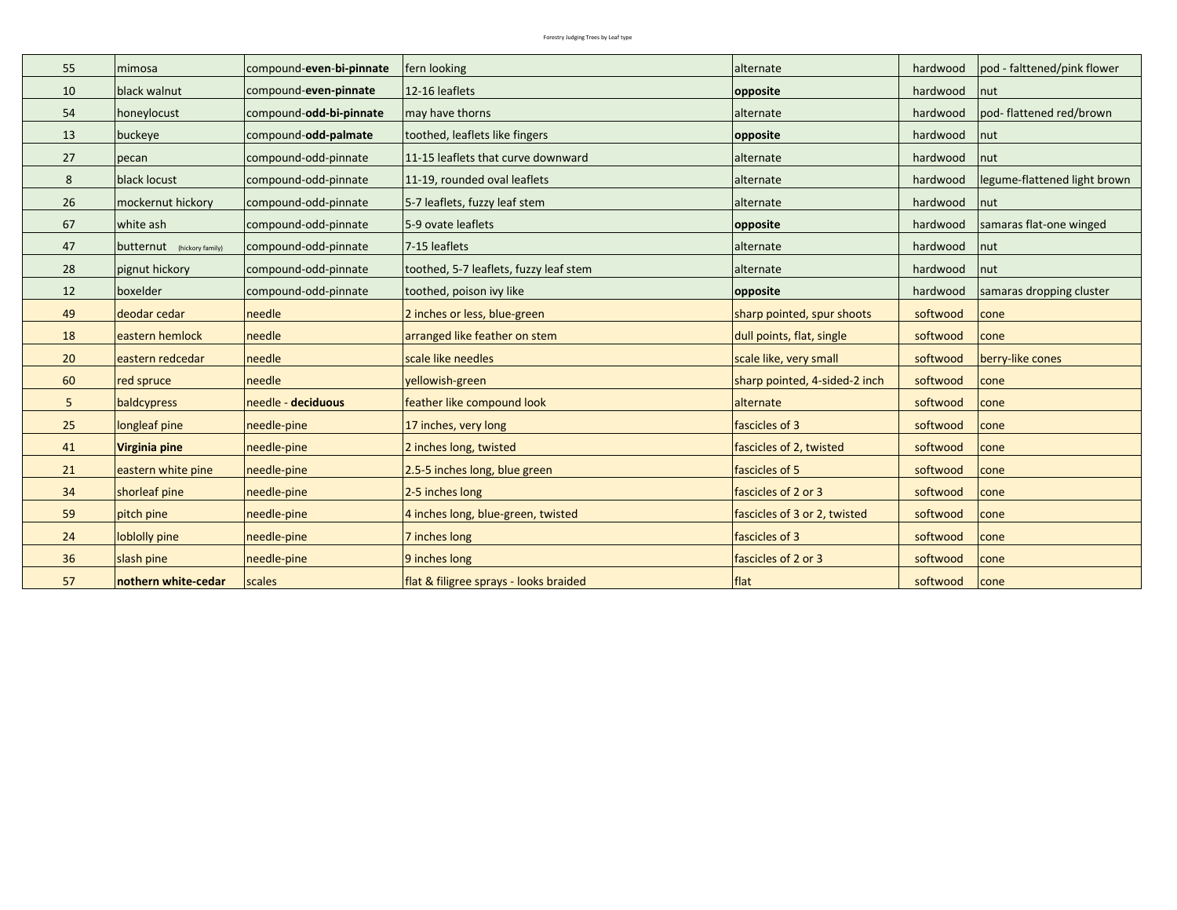| | | | | | | |
|---|---|---|---|---|---|---|
| 55 | mimosa | compound-**even-bi-pinnate** | fern looking | alternate | hardwood | pod - falttened/pink flower |
| 10 | black walnut | compound-**even-pinnate** | 12-16 leaflets | **opposite** | hardwood | nut |
| 54 | honeylocust | compound-**odd-bi-pinnate** | may have thorns | alternate | hardwood | pod- flattened red/brown |
| 13 | buckeye | compound-**odd-palmate** | toothed, leaflets like fingers | **opposite** | hardwood | nut |
| 27 | pecan | compound-odd-pinnate | 11-15 leaflets that curve downward | alternate | hardwood | nut |
| 8 | black locust | compound-odd-pinnate | 11-19, rounded oval leaflets | alternate | hardwood | legume-flattened light brown |
| 26 | mockernut hickory | compound-odd-pinnate | 5-7 leaflets, fuzzy leaf stem | alternate | hardwood | nut |
| 67 | white ash | compound-odd-pinnate | 5-9 ovate leaflets | **opposite** | hardwood | samaras flat-one winged |
| 47 | butternut (hickory family) | compound-odd-pinnate | 7-15 leaflets | alternate | hardwood | nut |
| 28 | pignut hickory | compound-odd-pinnate | toothed, 5-7 leaflets, fuzzy leaf stem | alternate | hardwood | nut |
| 12 | boxelder | compound-odd-pinnate | toothed, poison ivy like | **opposite** | hardwood | samaras dropping cluster |
| 49 | deodar cedar | needle | 2 inches or less, blue-green | sharp pointed, spur shoots | softwood | cone |
| 18 | eastern hemlock | needle | arranged like feather on stem | dull points, flat, single | softwood | cone |
| 20 | eastern redcedar | needle | scale like needles | scale like, very small | softwood | berry-like cones |
| 60 | red spruce | needle | yellowish-green | sharp pointed, 4-sided-2 inch | softwood | cone |
| 5 | baldcypress | needle - **deciduous** | feather like compound look | alternate | softwood | cone |
| 25 | longleaf pine | needle-pine | 17 inches, very long | fascicles of 3 | softwood | cone |
| 41 | **Virginia pine** | needle-pine | 2 inches long, twisted | fascicles of 2, twisted | softwood | cone |
| 21 | eastern white pine | needle-pine | 2.5-5 inches long, blue green | fascicles of 5 | softwood | cone |
| 34 | shorleaf pine | needle-pine | 2-5 inches long | fascicles of 2 or 3 | softwood | cone |
| 59 | pitch pine | needle-pine | 4 inches long, blue-green, twisted | fascicles of 3 or 2, twisted | softwood | cone |
| 24 | loblolly pine | needle-pine | 7 inches long | fascicles of 3 | softwood | cone |
| 36 | slash pine | needle-pine | 9 inches long | fascicles of 2 or 3 | softwood | cone |
| 57 | **nothern white-cedar** | scales | flat & filigree sprays - looks braided | flat | softwood | cone |